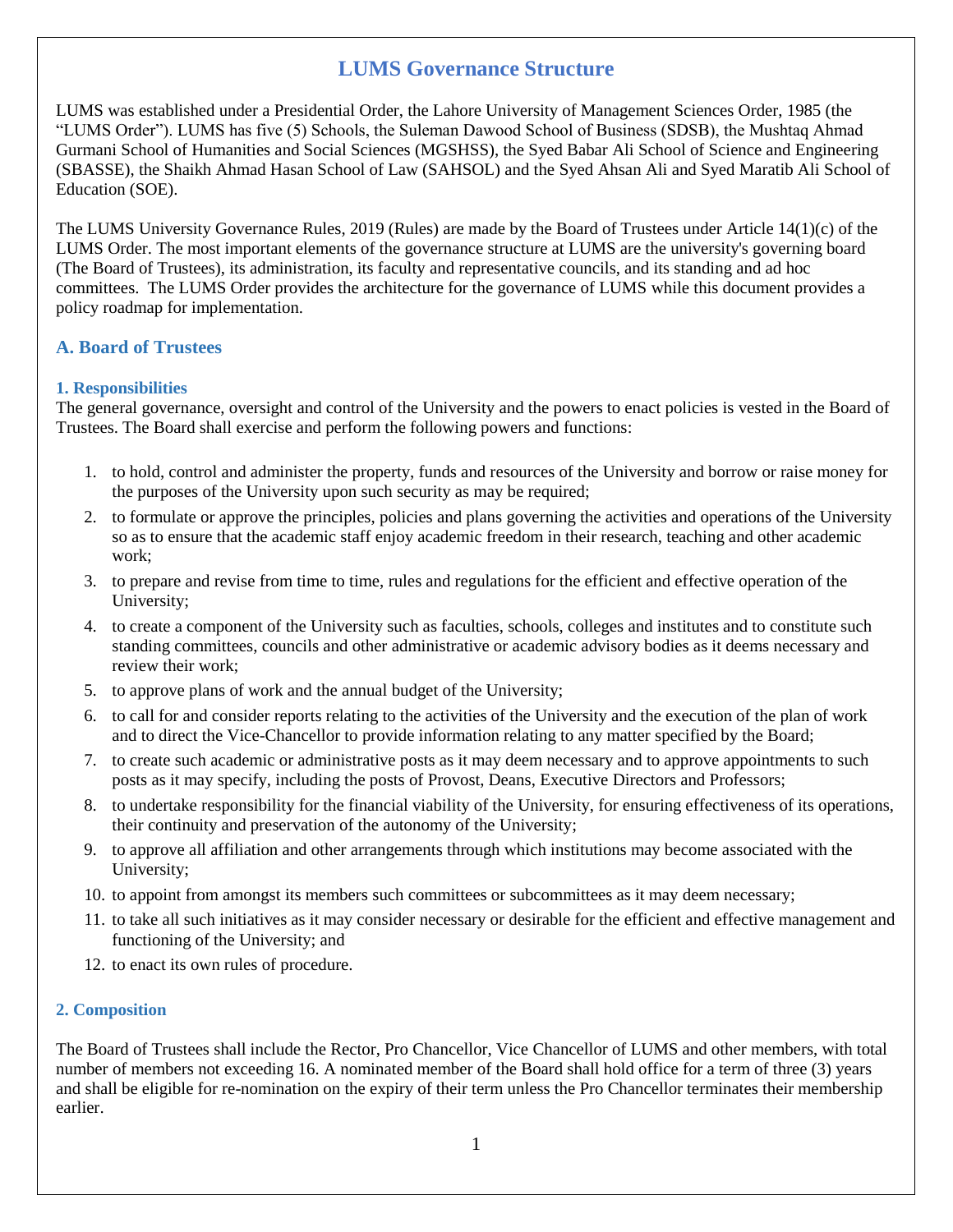# LUMS Governance Structure

LUMS was established under a Presidential Order, the Lahore University of Management Sciences Order, 1985 (the "LUMS Order"). LUMS has five (5) Schools, the Suleman Dawood School of Business (SDSB), the Mushtaq Ahmad Gurmani School of Humanities and Social Sciences (MGSHSS), the Syed Babar Ali School of Science and Engineering (SBASSE), the Shaikh Ahmad Hasan School of Law (SAHSOL) and the Syed Ahsan Ali and Syed Maratib Ali School of Education (SOE).

The LUMS University Governance Rules, 2019 (Rules) are made by the Board of Trustees under Article 14(1)(c) of the LUMS Order. The most important elements of the governance structure at LUMS are the university's governing board (The Board of Trustees), its administration, its faculty and representative councils, and its standing and ad hoc committees. The LUMS Order provides the architecture for the governance of LUMS while this document provides a policy roadmap for implementation.

## A. Board of Trustees

### 1. Responsibilities

The general governance, oversight and control of the University and the powers to enact policies is vested in the Board of Trustees. The Board shall exercise and perform the following powers and functions:

1. to hold, control and administer the property, funds and resources of the University and borrow or raise money for the purposes of the University upon such security as may be required;
2. to formulate or approve the principles, policies and plans governing the activities and operations of the University so as to ensure that the academic staff enjoy academic freedom in their research, teaching and other academic work;
3. to prepare and revise from time to time, rules and regulations for the efficient and effective operation of the University;
4. to create a component of the University such as faculties, schools, colleges and institutes and to constitute such standing committees, councils and other administrative or academic advisory bodies as it deems necessary and review their work;
5. to approve plans of work and the annual budget of the University;
6. to call for and consider reports relating to the activities of the University and the execution of the plan of work and to direct the Vice-Chancellor to provide information relating to any matter specified by the Board;
7. to create such academic or administrative posts as it may deem necessary and to approve appointments to such posts as it may specify, including the posts of Provost, Deans, Executive Directors and Professors;
8. to undertake responsibility for the financial viability of the University, for ensuring effectiveness of its operations, their continuity and preservation of the autonomy of the University;
9. to approve all affiliation and other arrangements through which institutions may become associated with the University;
10. to appoint from amongst its members such committees or subcommittees as it may deem necessary;
11. to take all such initiatives as it may consider necessary or desirable for the efficient and effective management and functioning of the University; and
12. to enact its own rules of procedure.

### 2. Composition

The Board of Trustees shall include the Rector, Pro Chancellor, Vice Chancellor of LUMS and other members, with total number of members not exceeding 16. A nominated member of the Board shall hold office for a term of three (3) years and shall be eligible for re-nomination on the expiry of their term unless the Pro Chancellor terminates their membership earlier.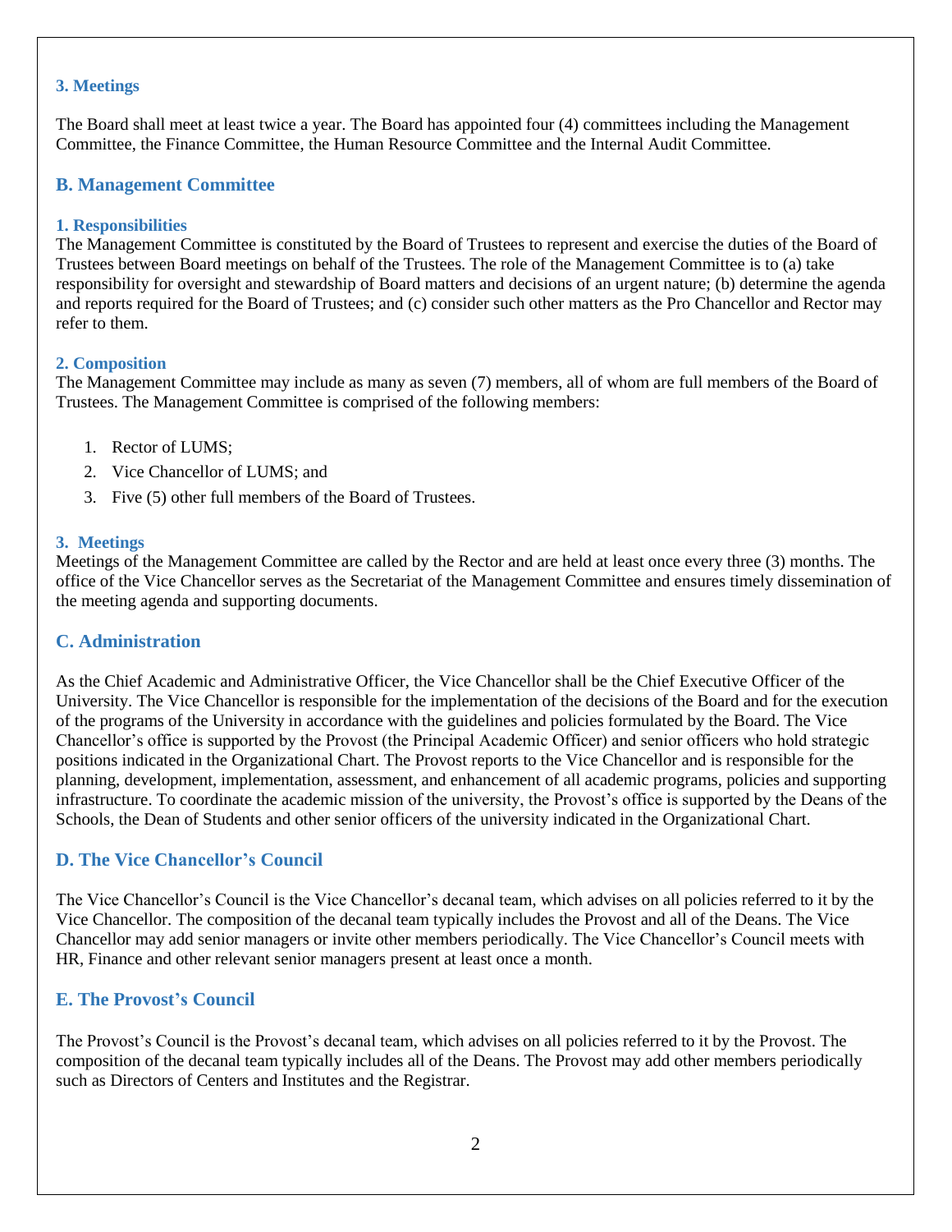### 3. Meetings

The Board shall meet at least twice a year. The Board has appointed four (4) committees including the Management Committee, the Finance Committee, the Human Resource Committee and the Internal Audit Committee.

## B. Management Committee

### 1. Responsibilities

The Management Committee is constituted by the Board of Trustees to represent and exercise the duties of the Board of Trustees between Board meetings on behalf of the Trustees. The role of the Management Committee is to (a) take responsibility for oversight and stewardship of Board matters and decisions of an urgent nature; (b) determine the agenda and reports required for the Board of Trustees; and (c) consider such other matters as the Pro Chancellor and Rector may refer to them.

### 2. Composition

The Management Committee may include as many as seven (7) members, all of whom are full members of the Board of Trustees. The Management Committee is comprised of the following members:

1. Rector of LUMS;
2. Vice Chancellor of LUMS; and
3. Five (5) other full members of the Board of Trustees.

### 3. Meetings

Meetings of the Management Committee are called by the Rector and are held at least once every three (3) months. The office of the Vice Chancellor serves as the Secretariat of the Management Committee and ensures timely dissemination of the meeting agenda and supporting documents.

## C. Administration

As the Chief Academic and Administrative Officer, the Vice Chancellor shall be the Chief Executive Officer of the University. The Vice Chancellor is responsible for the implementation of the decisions of the Board and for the execution of the programs of the University in accordance with the guidelines and policies formulated by the Board. The Vice Chancellor's office is supported by the Provost (the Principal Academic Officer) and senior officers who hold strategic positions indicated in the Organizational Chart. The Provost reports to the Vice Chancellor and is responsible for the planning, development, implementation, assessment, and enhancement of all academic programs, policies and supporting infrastructure. To coordinate the academic mission of the university, the Provost's office is supported by the Deans of the Schools, the Dean of Students and other senior officers of the university indicated in the Organizational Chart.

## D. The Vice Chancellor's Council

The Vice Chancellor's Council is the Vice Chancellor's decanal team, which advises on all policies referred to it by the Vice Chancellor. The composition of the decanal team typically includes the Provost and all of the Deans. The Vice Chancellor may add senior managers or invite other members periodically. The Vice Chancellor's Council meets with HR, Finance and other relevant senior managers present at least once a month.

## E. The Provost's Council

The Provost's Council is the Provost's decanal team, which advises on all policies referred to it by the Provost. The composition of the decanal team typically includes all of the Deans. The Provost may add other members periodically such as Directors of Centers and Institutes and the Registrar.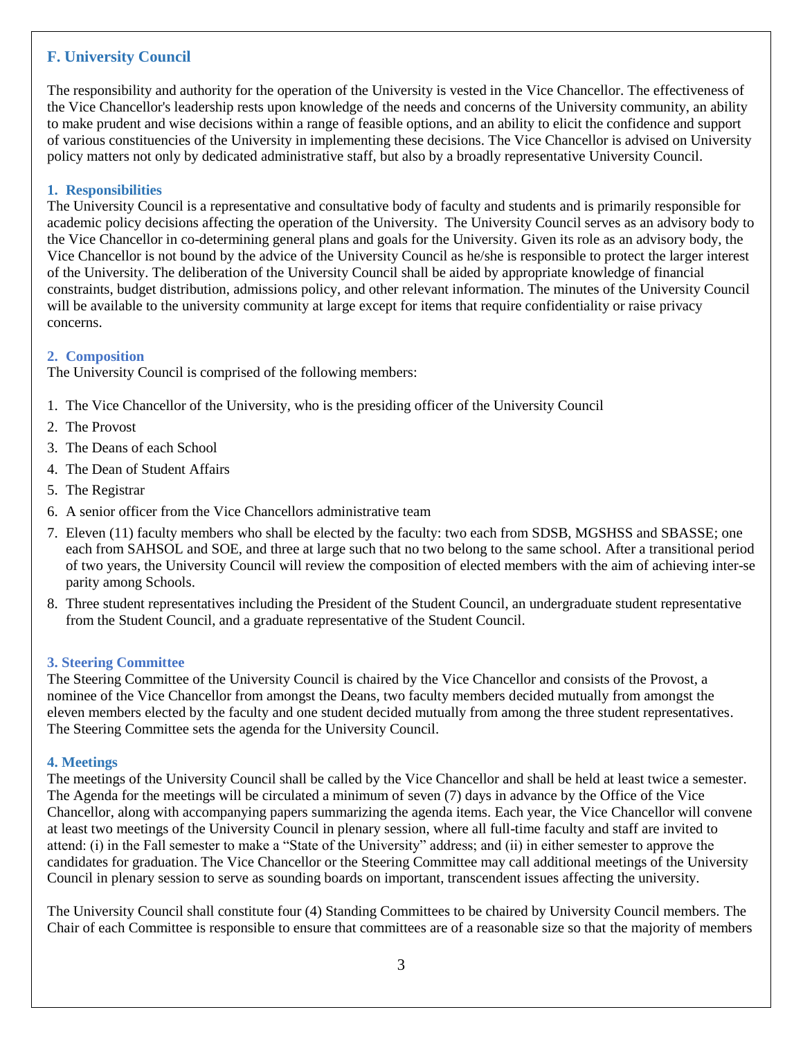## F. University Council

The responsibility and authority for the operation of the University is vested in the Vice Chancellor. The effectiveness of the Vice Chancellor's leadership rests upon knowledge of the needs and concerns of the University community, an ability to make prudent and wise decisions within a range of feasible options, and an ability to elicit the confidence and support of various constituencies of the University in implementing these decisions. The Vice Chancellor is advised on University policy matters not only by dedicated administrative staff, but also by a broadly representative University Council.

### 1. Responsibilities

The University Council is a representative and consultative body of faculty and students and is primarily responsible for academic policy decisions affecting the operation of the University. The University Council serves as an advisory body to the Vice Chancellor in co-determining general plans and goals for the University. Given its role as an advisory body, the Vice Chancellor is not bound by the advice of the University Council as he/she is responsible to protect the larger interest of the University. The deliberation of the University Council shall be aided by appropriate knowledge of financial constraints, budget distribution, admissions policy, and other relevant information. The minutes of the University Council will be available to the university community at large except for items that require confidentiality or raise privacy concerns.

### 2. Composition

The University Council is comprised of the following members:

1. The Vice Chancellor of the University, who is the presiding officer of the University Council
2. The Provost
3. The Deans of each School
4. The Dean of Student Affairs
5. The Registrar
6. A senior officer from the Vice Chancellors administrative team
7. Eleven (11) faculty members who shall be elected by the faculty: two each from SDSB, MGSHSS and SBASSE; one each from SAHSOL and SOE, and three at large such that no two belong to the same school. After a transitional period of two years, the University Council will review the composition of elected members with the aim of achieving inter-se parity among Schools.
8. Three student representatives including the President of the Student Council, an undergraduate student representative from the Student Council, and a graduate representative of the Student Council.

### 3. Steering Committee

The Steering Committee of the University Council is chaired by the Vice Chancellor and consists of the Provost, a nominee of the Vice Chancellor from amongst the Deans, two faculty members decided mutually from amongst the eleven members elected by the faculty and one student decided mutually from among the three student representatives. The Steering Committee sets the agenda for the University Council.

### 4. Meetings

The meetings of the University Council shall be called by the Vice Chancellor and shall be held at least twice a semester. The Agenda for the meetings will be circulated a minimum of seven (7) days in advance by the Office of the Vice Chancellor, along with accompanying papers summarizing the agenda items. Each year, the Vice Chancellor will convene at least two meetings of the University Council in plenary session, where all full-time faculty and staff are invited to attend: (i) in the Fall semester to make a "State of the University" address; and (ii) in either semester to approve the candidates for graduation. The Vice Chancellor or the Steering Committee may call additional meetings of the University Council in plenary session to serve as sounding boards on important, transcendent issues affecting the university.

The University Council shall constitute four (4) Standing Committees to be chaired by University Council members. The Chair of each Committee is responsible to ensure that committees are of a reasonable size so that the majority of members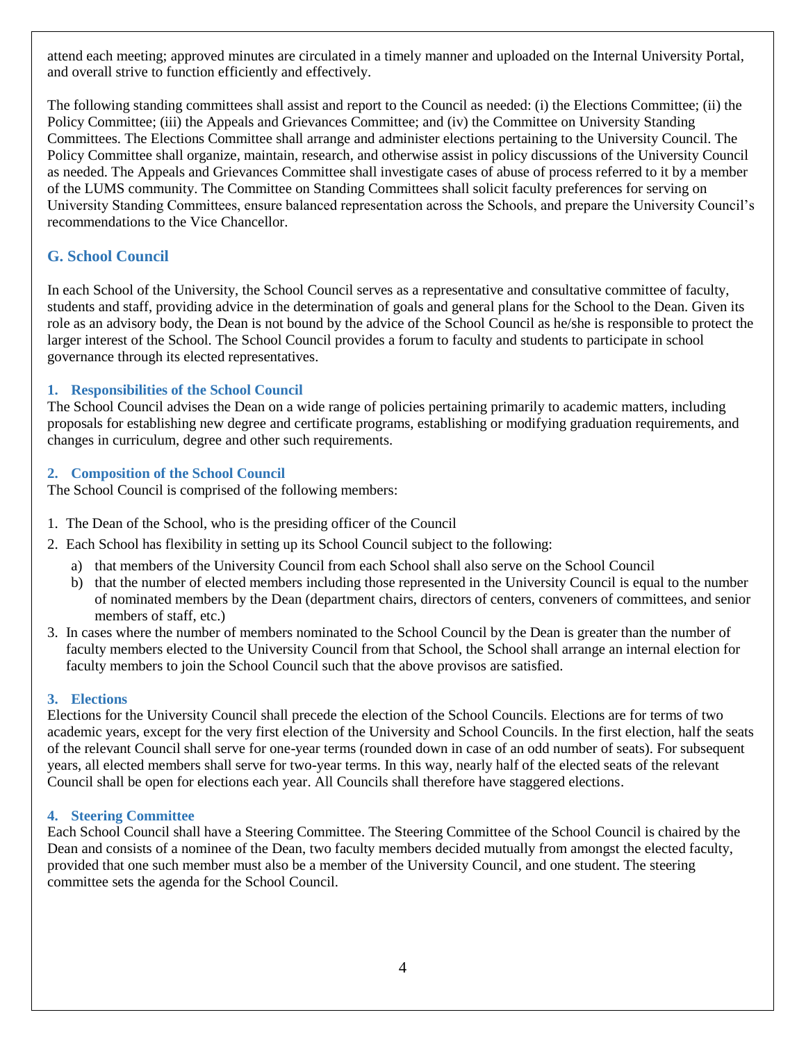attend each meeting; approved minutes are circulated in a timely manner and uploaded on the Internal University Portal, and overall strive to function efficiently and effectively.

The following standing committees shall assist and report to the Council as needed: (i) the Elections Committee; (ii) the Policy Committee; (iii) the Appeals and Grievances Committee; and (iv) the Committee on University Standing Committees. The Elections Committee shall arrange and administer elections pertaining to the University Council. The Policy Committee shall organize, maintain, research, and otherwise assist in policy discussions of the University Council as needed. The Appeals and Grievances Committee shall investigate cases of abuse of process referred to it by a member of the LUMS community. The Committee on Standing Committees shall solicit faculty preferences for serving on University Standing Committees, ensure balanced representation across the Schools, and prepare the University Council's recommendations to the Vice Chancellor.

## G. School Council

In each School of the University, the School Council serves as a representative and consultative committee of faculty, students and staff, providing advice in the determination of goals and general plans for the School to the Dean. Given its role as an advisory body, the Dean is not bound by the advice of the School Council as he/she is responsible to protect the larger interest of the School. The School Council provides a forum to faculty and students to participate in school governance through its elected representatives.

### 1. Responsibilities of the School Council

The School Council advises the Dean on a wide range of policies pertaining primarily to academic matters, including proposals for establishing new degree and certificate programs, establishing or modifying graduation requirements, and changes in curriculum, degree and other such requirements.

### 2. Composition of the School Council

The School Council is comprised of the following members:

1. The Dean of the School, who is the presiding officer of the Council
2. Each School has flexibility in setting up its School Council subject to the following:
   a) that members of the University Council from each School shall also serve on the School Council
   b) that the number of elected members including those represented in the University Council is equal to the number of nominated members by the Dean (department chairs, directors of centers, conveners of committees, and senior members of staff, etc.)
3. In cases where the number of members nominated to the School Council by the Dean is greater than the number of faculty members elected to the University Council from that School, the School shall arrange an internal election for faculty members to join the School Council such that the above provisos are satisfied.

### 3. Elections

Elections for the University Council shall precede the election of the School Councils. Elections are for terms of two academic years, except for the very first election of the University and School Councils. In the first election, half the seats of the relevant Council shall serve for one-year terms (rounded down in case of an odd number of seats). For subsequent years, all elected members shall serve for two-year terms. In this way, nearly half of the elected seats of the relevant Council shall be open for elections each year. All Councils shall therefore have staggered elections.

### 4. Steering Committee

Each School Council shall have a Steering Committee. The Steering Committee of the School Council is chaired by the Dean and consists of a nominee of the Dean, two faculty members decided mutually from amongst the elected faculty, provided that one such member must also be a member of the University Council, and one student. The steering committee sets the agenda for the School Council.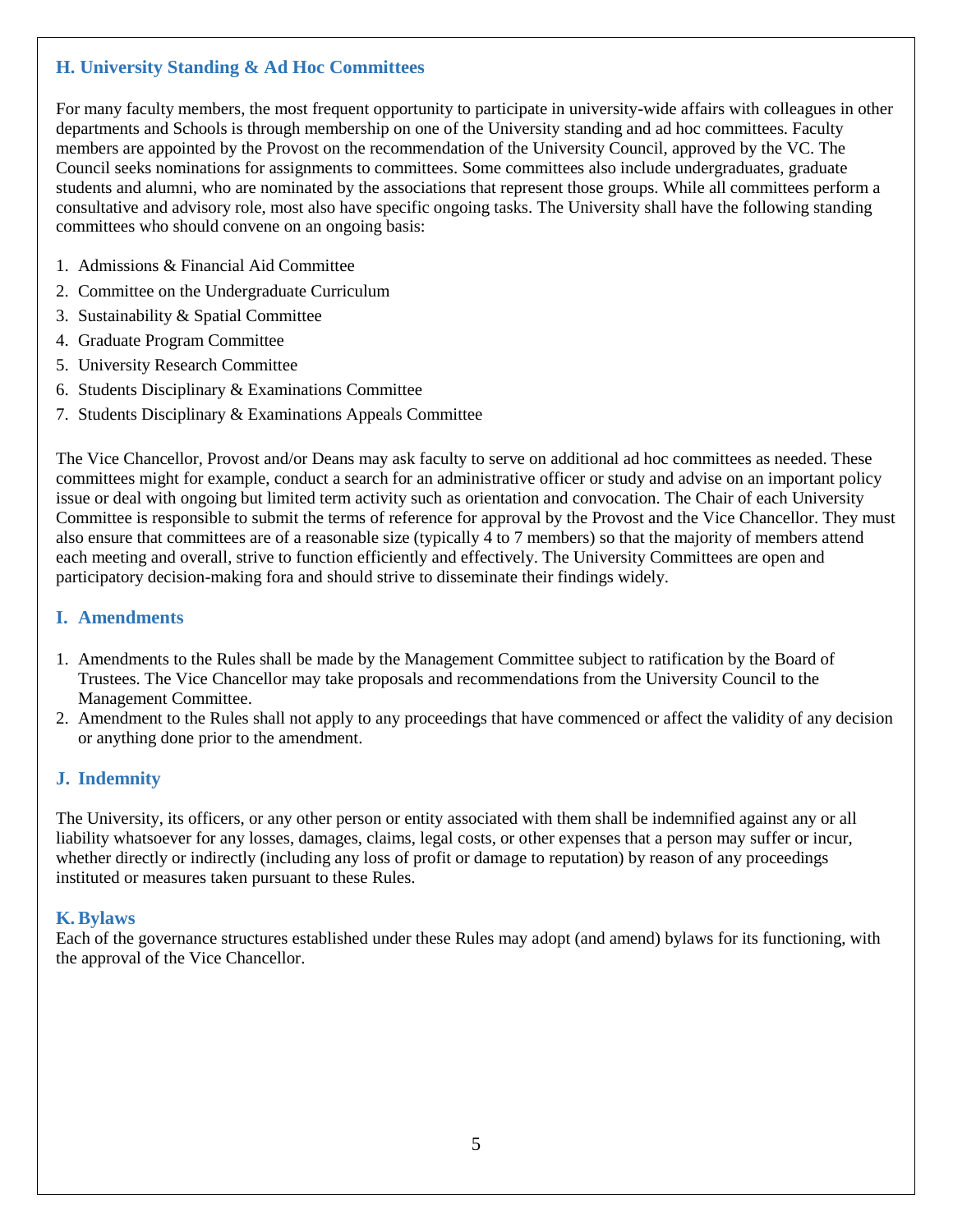## H. University Standing & Ad Hoc Committees

For many faculty members, the most frequent opportunity to participate in university-wide affairs with colleagues in other departments and Schools is through membership on one of the University standing and ad hoc committees. Faculty members are appointed by the Provost on the recommendation of the University Council, approved by the VC. The Council seeks nominations for assignments to committees. Some committees also include undergraduates, graduate students and alumni, who are nominated by the associations that represent those groups. While all committees perform a consultative and advisory role, most also have specific ongoing tasks. The University shall have the following standing committees who should convene on an ongoing basis:

1. Admissions & Financial Aid Committee
2. Committee on the Undergraduate Curriculum
3. Sustainability & Spatial Committee
4. Graduate Program Committee
5. University Research Committee
6. Students Disciplinary & Examinations Committee
7. Students Disciplinary & Examinations Appeals Committee

The Vice Chancellor, Provost and/or Deans may ask faculty to serve on additional ad hoc committees as needed. These committees might for example, conduct a search for an administrative officer or study and advise on an important policy issue or deal with ongoing but limited term activity such as orientation and convocation. The Chair of each University Committee is responsible to submit the terms of reference for approval by the Provost and the Vice Chancellor. They must also ensure that committees are of a reasonable size (typically 4 to 7 members) so that the majority of members attend each meeting and overall, strive to function efficiently and effectively. The University Committees are open and participatory decision-making fora and should strive to disseminate their findings widely.

## I. Amendments

1. Amendments to the Rules shall be made by the Management Committee subject to ratification by the Board of Trustees. The Vice Chancellor may take proposals and recommendations from the University Council to the Management Committee.
2. Amendment to the Rules shall not apply to any proceedings that have commenced or affect the validity of any decision or anything done prior to the amendment.

## J. Indemnity

The University, its officers, or any other person or entity associated with them shall be indemnified against any or all liability whatsoever for any losses, damages, claims, legal costs, or other expenses that a person may suffer or incur, whether directly or indirectly (including any loss of profit or damage to reputation) by reason of any proceedings instituted or measures taken pursuant to these Rules.

## K. Bylaws

Each of the governance structures established under these Rules may adopt (and amend) bylaws for its functioning, with the approval of the Vice Chancellor.